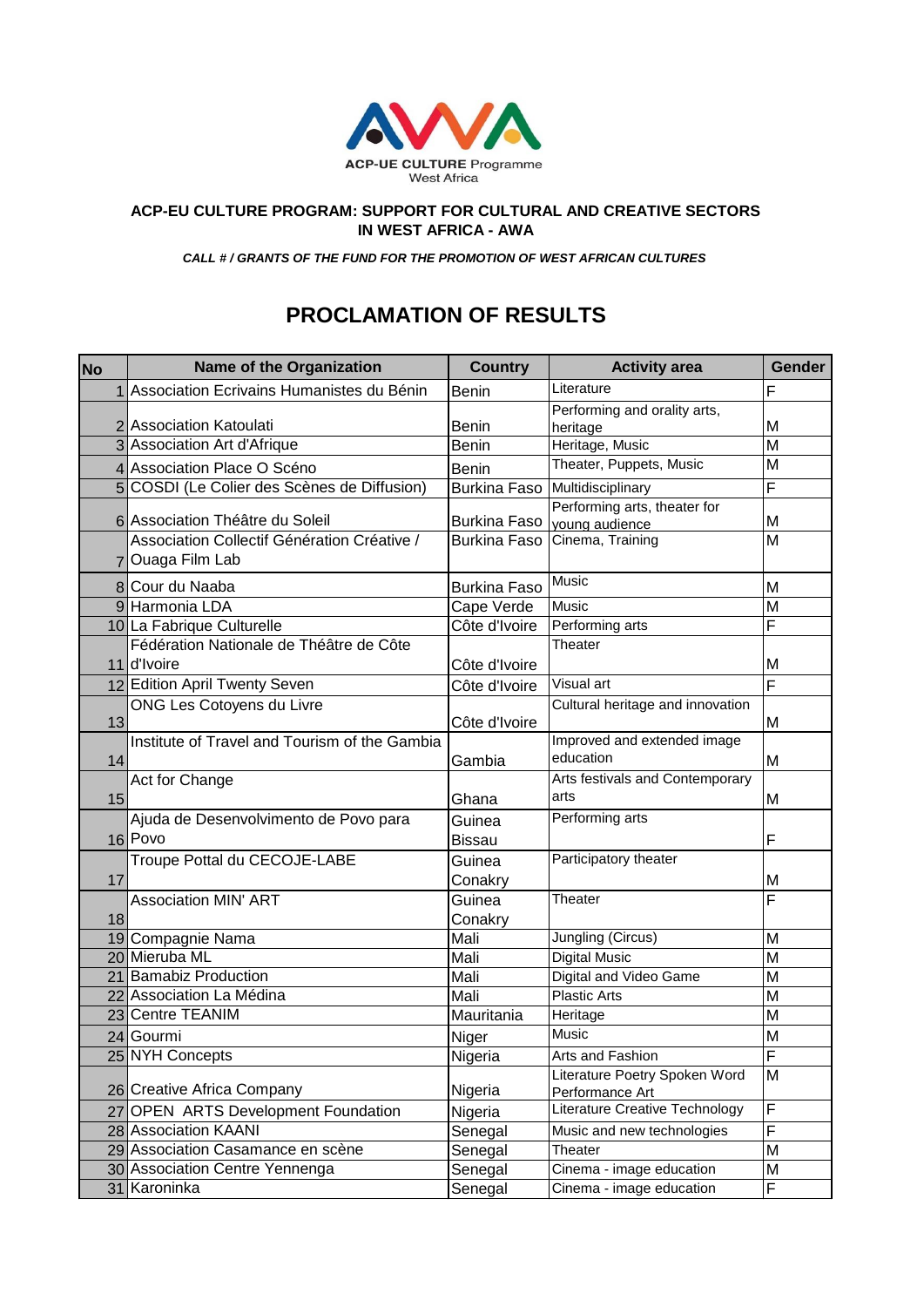ACP-UE CULTURE Programme
West Africa

**ACP-EU CULTURE PROGRAM: SUPPORT FOR CULTURAL AND CREATIVE SECTORS IN WEST AFRICA - AWA**

***CALL # / GRANTS OF THE FUND FOR THE PROMOTION OF WEST AFRICAN CULTURES***

# PROCLAMATION OF RESULTS

| No | Name of the Organization | Country | Activity area | Gender |
|---|---|---|---|---|
| 1 | Association Ecrivains Humanistes du Bénin | Benin | Literature | F |
| 2 | Association Katoulati | Benin | Performing and orality arts, heritage | M |
| 3 | Association Art d'Afrique | Benin | Heritage, Music | M |
| 4 | Association Place O Scéno | Benin | Theater, Puppets, Music | M |
| 5 | COSDI (Le Colier des Scènes de Diffusion) | Burkina Faso | Multidisciplinary | F |
| 6 | Association Théâtre du Soleil | Burkina Faso | Performing arts, theater for young audience | M |
| 7 | Association Collectif Génération Créative / Ouaga Film Lab | Burkina Faso | Cinema, Training | M |
| 8 | Cour du Naaba | Burkina Faso | Music | M |
| 9 | Harmonia LDA | Cape Verde | Music | M |
| 10 | La Fabrique Culturelle | Côte d'Ivoire | Performing arts | F |
| 11 | Fédération Nationale de Théâtre de Côte d'Ivoire | Côte d'Ivoire | Theater | M |
| 12 | Edition April Twenty Seven | Côte d'Ivoire | Visual art | F |
| 13 | ONG Les Cotoyens du Livre | Côte d'Ivoire | Cultural heritage and innovation | M |
| 14 | Institute of Travel and Tourism of the Gambia | Gambia | Improved and extended image education | M |
| 15 | Act for Change | Ghana | Arts festivals and Contemporary arts | M |
| 16 | Ajuda de Desenvolvimento de Povo para Povo | Guinea Bissau | Performing arts | F |
| 17 | Troupe Pottal du CECOJE-LABE | Guinea Conakry | Participatory theater | M |
| 18 | Association MIN' ART | Guinea Conakry | Theater | F |
| 19 | Compagnie Nama | Mali | Jungling (Circus) | M |
| 20 | Mieruba ML | Mali | Digital Music | M |
| 21 | Bamabiz Production | Mali | Digital and Video Game | M |
| 22 | Association La Médina | Mali | Plastic Arts | M |
| 23 | Centre TEANIM | Mauritania | Heritage | M |
| 24 | Gourmi | Niger | Music | M |
| 25 | NYH Concepts | Nigeria | Arts and Fashion | F |
| 26 | Creative Africa Company | Nigeria | Literature Poetry Spoken Word Performance Art | M |
| 27 | OPEN ARTS Development Foundation | Nigeria | Literature Creative Technology | F |
| 28 | Association KAANI | Senegal | Music and new technologies | F |
| 29 | Association Casamance en scène | Senegal | Theater | M |
| 30 | Association Centre Yennenga | Senegal | Cinema - image education | M |
| 31 | Karoninka | Senegal | Cinema - image education | F |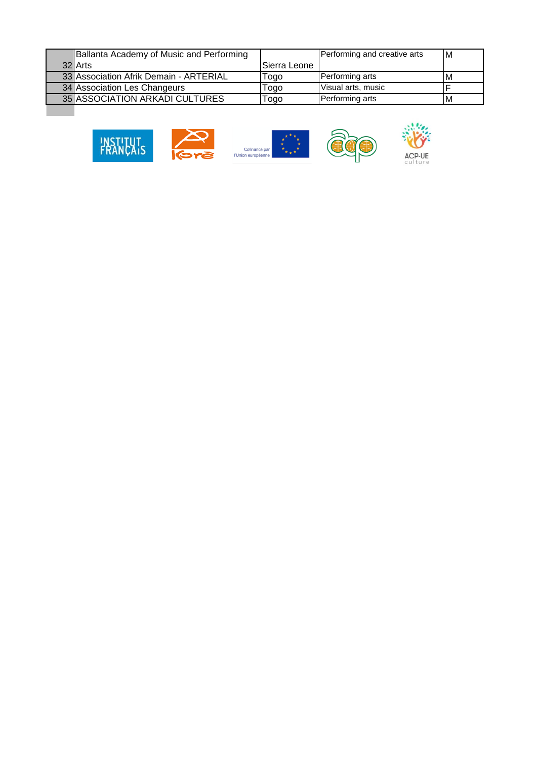| | | | | |
|---|---|---|---|---|
| 32 | Ballanta Academy of Music and Performing Arts | Sierra Leone | Performing and creative arts | M |
| 33 | Association Afrik Demain - ARTERIAL | Togo | Performing arts | M |
| 34 | Association Les Changeurs | Togo | Visual arts, music | F |
| 35 | ASSOCIATION ARKADI CULTURES | Togo | Performing arts | M |

INSTITUT FRANÇAIS

Koré

Cofinancé par l'Union européenne

ACP-UE culture